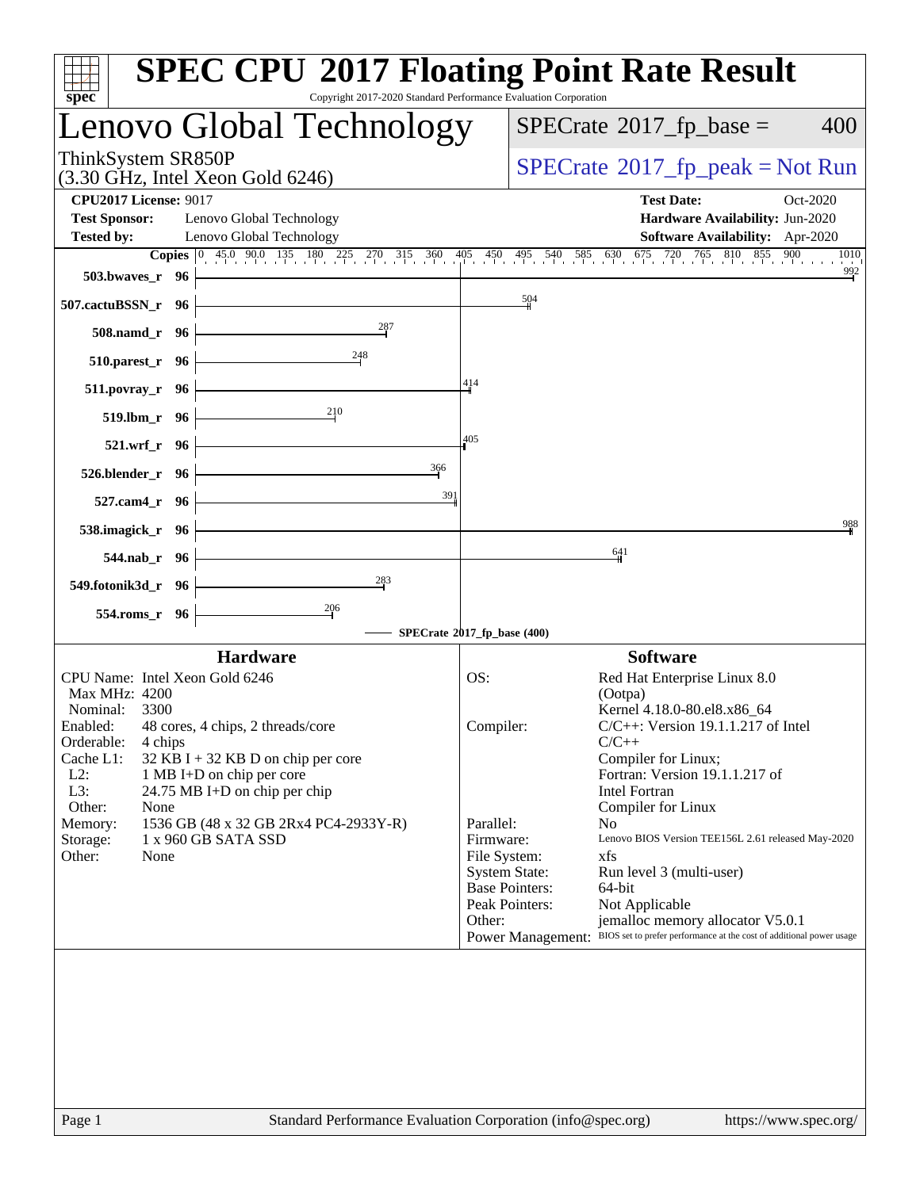# SPEC CPU 2017 Floating Point Rate Result

Copyright 2017-2020 Standard Performance Evaluation Corporation

## Lenovo Global Technology

ThinkSystem SR850P
(3.30 GHz, Intel Xeon Gold 6246)

SPECrate 2017_fp_base = 400

SPECrate 2017_fp_peak = Not Run

**CPU2017 License:** 9017
**Test Sponsor:** Lenovo Global Technology
**Tested by:** Lenovo Global Technology

**Test Date:** Oct-2020
**Hardware Availability:** Jun-2020
**Software Availability:** Apr-2020

| Benchmark | Copies | SPECrate 2017_fp_base (400) |
|---|---|---|
| 503.bwaves_r | 96 | 992 |
| 507.cactuBSSN_r | 96 | 504 |
| 508.namd_r | 96 | 287 |
| 510.parest_r | 96 | 248 |
| 511.povray_r | 96 | 414 |
| 519.lbm_r | 96 | 210 |
| 521.wrf_r | 96 | 405 |
| 526.blender_r | 96 | 366 |
| 527.cam4_r | 96 | 391 |
| 538.imagick_r | 96 | 988 |
| 544.nab_r | 96 | 641 |
| 549.fotonik3d_r | 96 | 283 |
| 554.roms_r | 96 | 206 |

## Hardware

| | |
|---|---|
| CPU Name: | Intel Xeon Gold 6246 |
| Max MHz: | 4200 |
| Nominal: | 3300 |
| Enabled: | 48 cores, 4 chips, 2 threads/core |
| Orderable: | 4 chips |
| Cache L1: | 32 KB I + 32 KB D on chip per core |
| L2: | 1 MB I+D on chip per core |
| L3: | 24.75 MB I+D on chip per chip |
| Other: | None |
| Memory: | 1536 GB (48 x 32 GB 2Rx4 PC4-2933Y-R) |
| Storage: | 1 x 960 GB SATA SSD |
| Other: | None |

## Software

| | |
|---|---|
| OS: | Red Hat Enterprise Linux 8.0 (Ootpa) Kernel 4.18.0-80.el8.x86_64 |
| Compiler: | C/C++: Version 19.1.1.217 of Intel C/C++ Compiler for Linux; Fortran: Version 19.1.1.217 of Intel Fortran Compiler for Linux |
| Parallel: | No |
| Firmware: | Lenovo BIOS Version TEE156L 2.61 released May-2020 |
| File System: | xfs |
| System State: | Run level 3 (multi-user) |
| Base Pointers: | 64-bit |
| Peak Pointers: | Not Applicable |
| Other: | jemalloc memory allocator V5.0.1 |
| Power Management: | BIOS set to prefer performance at the cost of additional power usage |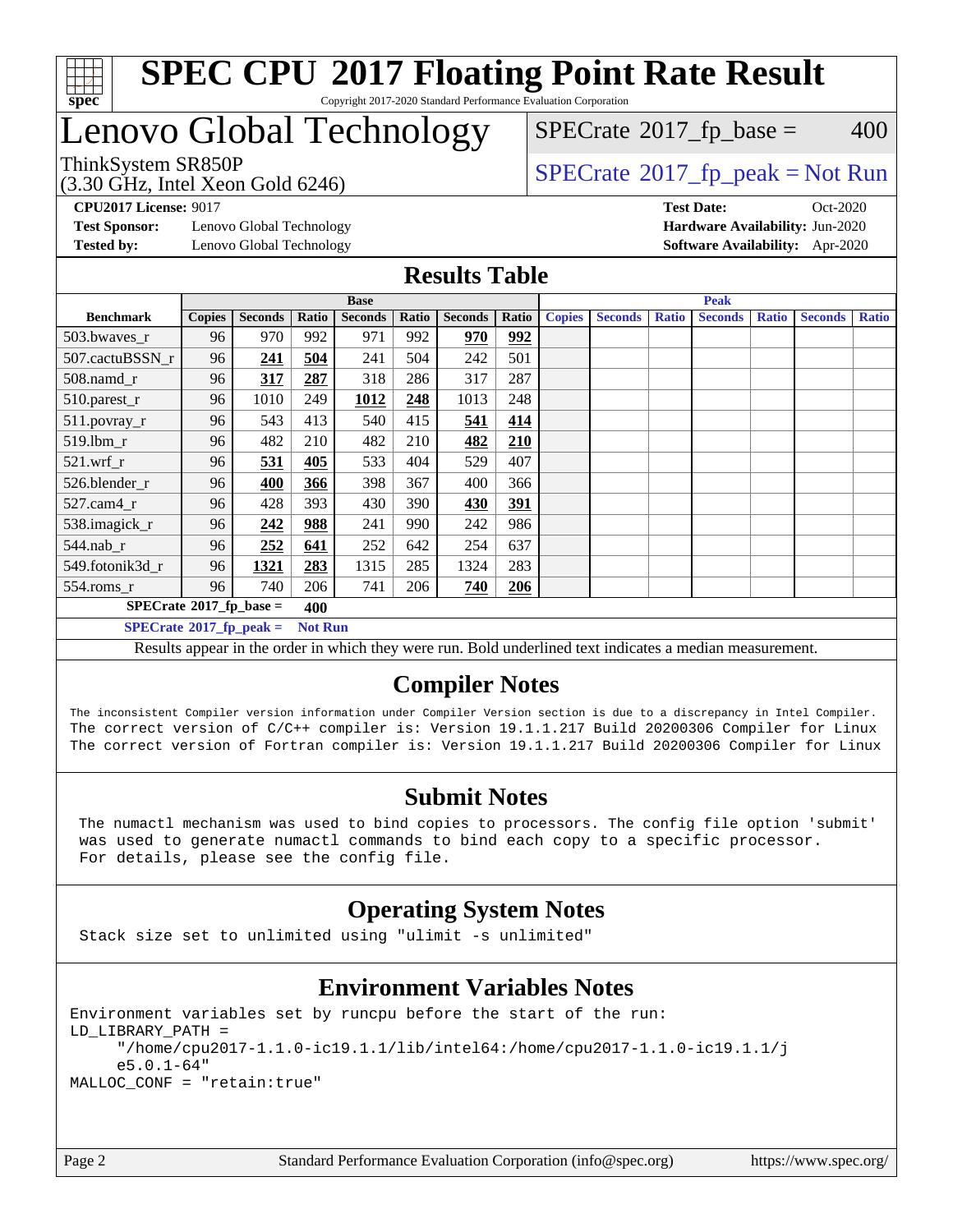# SPEC CPU 2017 Floating Point Rate Result

Copyright 2017-2020 Standard Performance Evaluation Corporation

## Lenovo Global Technology

ThinkSystem SR850P
(3.30 GHz, Intel Xeon Gold 6246)

SPECrate 2017_fp_base = 400

SPECrate 2017_fp_peak = Not Run

**CPU2017 License:** 9017
**Test Sponsor:** Lenovo Global Technology
**Tested by:** Lenovo Global Technology

**Test Date:** Oct-2020
**Hardware Availability:** Jun-2020
**Software Availability:** Apr-2020

## Results Table

| Benchmark | Base | | | | | | | Peak | | | | | | |
|---|---|---|---|---|---|---|---|---|---|---|---|---|---|---|
| | Copies | Seconds | Ratio | Seconds | Ratio | Seconds | Ratio | Copies | Seconds | Ratio | Seconds | Ratio | Seconds | Ratio |
| 503.bwaves_r | 96 | 970 | 992 | 971 | 992 | **970** | **992** | | | | | | | |
| 507.cactuBSSN_r | 96 | **241** | **504** | 241 | 504 | 242 | 501 | | | | | | | |
| 508.namd_r | 96 | **317** | **287** | 318 | 286 | 317 | 287 | | | | | | | |
| 510.parest_r | 96 | 1010 | 249 | **1012** | **248** | 1013 | 248 | | | | | | | |
| 511.povray_r | 96 | 543 | 413 | 540 | 415 | **541** | **414** | | | | | | | |
| 519.lbm_r | 96 | 482 | 210 | 482 | 210 | **482** | **210** | | | | | | | |
| 521.wrf_r | 96 | **531** | **405** | 533 | 404 | 529 | 407 | | | | | | | |
| 526.blender_r | 96 | **400** | **366** | 398 | 367 | 400 | 366 | | | | | | | |
| 527.cam4_r | 96 | 428 | 393 | 430 | 390 | **430** | **391** | | | | | | | |
| 538.imagick_r | 96 | **242** | **988** | 241 | 990 | 242 | 986 | | | | | | | |
| 544.nab_r | 96 | **252** | **641** | 252 | 642 | 254 | 637 | | | | | | | |
| 549.fotonik3d_r | 96 | **1321** | **283** | 1315 | 285 | 1324 | 283 | | | | | | | |
| 554.roms_r | 96 | 740 | 206 | 741 | 206 | **740** | **206** | | | | | | | |

**SPECrate 2017_fp_base = 400**

**SPECrate 2017_fp_peak = Not Run**

Results appear in the order in which they were run. Bold underlined text indicates a median measurement.

## Compiler Notes

```
The inconsistent Compiler version information under Compiler Version section is due to a discrepancy in Intel Compiler.
The correct version of C/C++ compiler is: Version 19.1.1.217 Build 20200306 Compiler for Linux
The correct version of Fortran compiler is: Version 19.1.1.217 Build 20200306 Compiler for Linux
```

## Submit Notes

```
The numactl mechanism was used to bind copies to processors. The config file option 'submit'
was used to generate numactl commands to bind each copy to a specific processor.
For details, please see the config file.
```

## Operating System Notes

```
Stack size set to unlimited using "ulimit -s unlimited"
```

## Environment Variables Notes

```
Environment variables set by runcpu before the start of the run:
LD_LIBRARY_PATH =
     "/home/cpu2017-1.1.0-ic19.1.1/lib/intel64:/home/cpu2017-1.1.0-ic19.1.1/j
     e5.0.1-64"
MALLOC_CONF = "retain:true"
```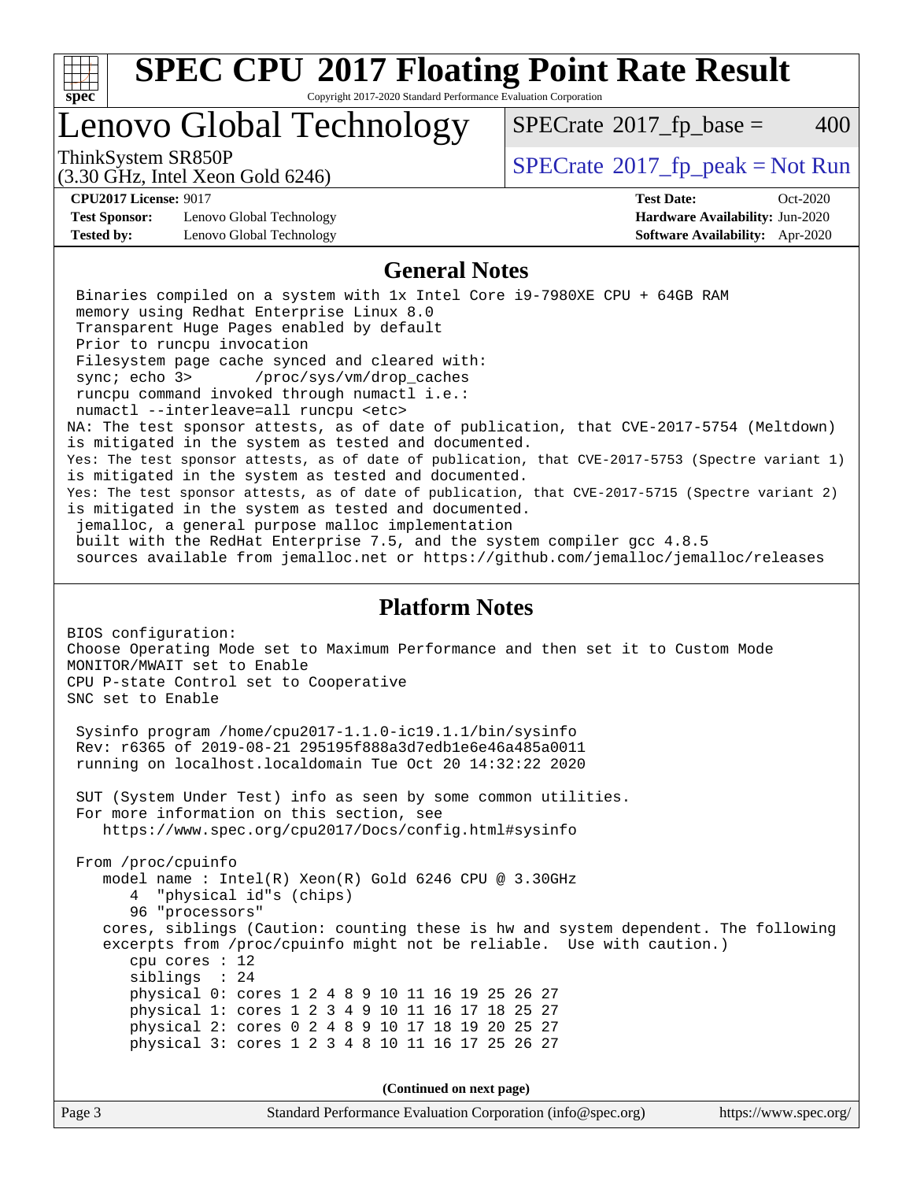## General Notes

```
Binaries compiled on a system with 1x Intel Core i9-7980XE CPU + 64GB RAM
memory using Redhat Enterprise Linux 8.0
Transparent Huge Pages enabled by default
Prior to runcpu invocation
Filesystem page cache synced and cleared with:
sync; echo 3>       /proc/sys/vm/drop_caches
runcpu command invoked through numactl i.e.:
numactl --interleave=all runcpu <etc>
```

NA: The test sponsor attests, as of date of publication, that CVE-2017-5754 (Meltdown) is mitigated in the system as tested and documented.
Yes: The test sponsor attests, as of date of publication, that CVE-2017-5753 (Spectre variant 1) is mitigated in the system as tested and documented.
Yes: The test sponsor attests, as of date of publication, that CVE-2017-5715 (Spectre variant 2) is mitigated in the system as tested and documented.

```
jemalloc, a general purpose malloc implementation
built with the RedHat Enterprise 7.5, and the system compiler gcc 4.8.5
sources available from jemalloc.net or https://github.com/jemalloc/jemalloc/releases
```

## Platform Notes

```
BIOS configuration:
Choose Operating Mode set to Maximum Performance and then set it to Custom Mode
MONITOR/MWAIT set to Enable
CPU P-state Control set to Cooperative
SNC set to Enable

 Sysinfo program /home/cpu2017-1.1.0-ic19.1.1/bin/sysinfo
 Rev: r6365 of 2019-08-21 295195f888a3d7edb1e6e46a485a0011
 running on localhost.localdomain Tue Oct 20 14:32:22 2020

 SUT (System Under Test) info as seen by some common utilities.
 For more information on this section, see
    https://www.spec.org/cpu2017/Docs/config.html#sysinfo

 From /proc/cpuinfo
    model name : Intel(R) Xeon(R) Gold 6246 CPU @ 3.30GHz
       4  "physical id"s (chips)
       96 "processors"
    cores, siblings (Caution: counting these is hw and system dependent. The following
    excerpts from /proc/cpuinfo might not be reliable.  Use with caution.)
       cpu cores : 12
       siblings  : 24
       physical 0: cores 1 2 4 8 9 10 11 16 19 25 26 27
       physical 1: cores 1 2 3 4 9 10 11 16 17 18 25 27
       physical 2: cores 0 2 4 8 9 10 17 18 19 20 25 27
       physical 3: cores 1 2 3 4 8 10 11 16 17 25 26 27
```

**(Continued on next page)**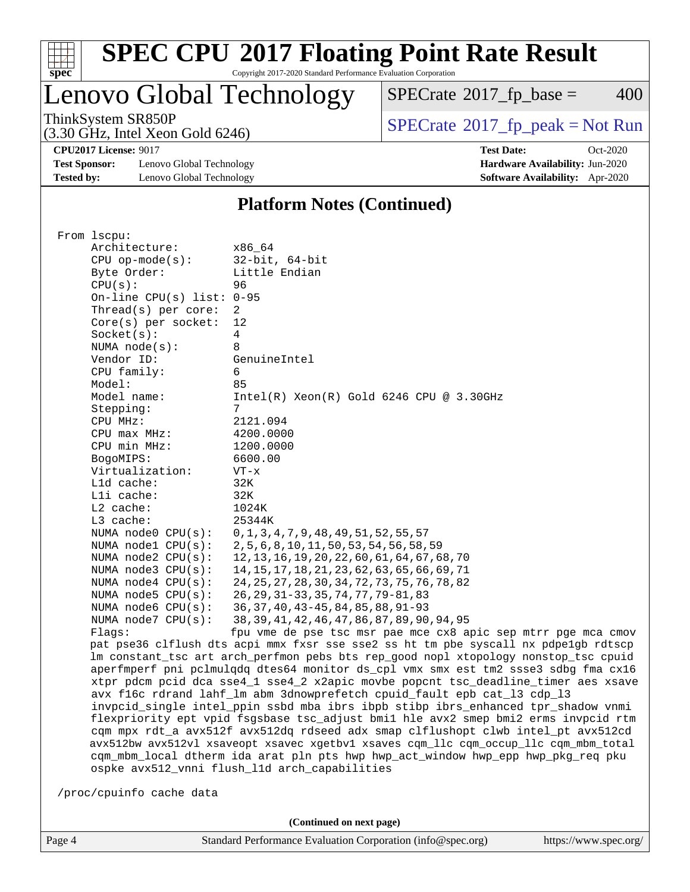# SPEC CPU 2017 Floating Point Rate Result

Copyright 2017-2020 Standard Performance Evaluation Corporation

# Lenovo Global Technology

SPECrate 2017_fp_base = 400

ThinkSystem SR850P
(3.30 GHz, Intel Xeon Gold 6246)

SPECrate 2017_fp_peak = Not Run

**CPU2017 License:** 9017
**Test Sponsor:** Lenovo Global Technology
**Tested by:** Lenovo Global Technology

**Test Date:** Oct-2020
**Hardware Availability:** Jun-2020
**Software Availability:** Apr-2020

## Platform Notes (Continued)

```
From lscpu:
     Architecture:        x86_64
     CPU op-mode(s):      32-bit, 64-bit
     Byte Order:          Little Endian
     CPU(s):              96
     On-line CPU(s) list: 0-95
     Thread(s) per core:  2
     Core(s) per socket:  12
     Socket(s):           4
     NUMA node(s):        8
     Vendor ID:           GenuineIntel
     CPU family:          6
     Model:               85
     Model name:          Intel(R) Xeon(R) Gold 6246 CPU @ 3.30GHz
     Stepping:            7
     CPU MHz:             2121.094
     CPU max MHz:         4200.0000
     CPU min MHz:         1200.0000
     BogoMIPS:            6600.00
     Virtualization:      VT-x
     L1d cache:           32K
     L1i cache:           32K
     L2 cache:            1024K
     L3 cache:            25344K
     NUMA node0 CPU(s):   0,1,3,4,7,9,48,49,51,52,55,57
     NUMA node1 CPU(s):   2,5,6,8,10,11,50,53,54,56,58,59
     NUMA node2 CPU(s):   12,13,16,19,20,22,60,61,64,67,68,70
     NUMA node3 CPU(s):   14,15,17,18,21,23,62,63,65,66,69,71
     NUMA node4 CPU(s):   24,25,27,28,30,34,72,73,75,76,78,82
     NUMA node5 CPU(s):   26,29,31-33,35,74,77,79-81,83
     NUMA node6 CPU(s):   36,37,40,43-45,84,85,88,91-93
     NUMA node7 CPU(s):   38,39,41,42,46,47,86,87,89,90,94,95
     Flags:               fpu vme de pse tsc msr pae mce cx8 apic sep mtrr pge mca cmov
     pat pse36 clflush dts acpi mmx fxsr sse sse2 ss ht tm pbe syscall nx pdpe1gb rdtscp
     lm constant_tsc art arch_perfmon pebs bts rep_good nopl xtopology nonstop_tsc cpuid
     aperfmperf pni pclmulqdq dtes64 monitor ds_cpl vmx smx est tm2 ssse3 sdbg fma cx16
     xtpr pdcm pcid dca sse4_1 sse4_2 x2apic movbe popcnt tsc_deadline_timer aes xsave
     avx f16c rdrand lahf_lm abm 3dnowprefetch cpuid_fault epb cat_l3 cdp_l3
     invpcid_single intel_ppin ssbd mba ibrs ibpb stibp ibrs_enhanced tpr_shadow vnmi
     flexpriority ept vpid fsgsbase tsc_adjust bmi1 hle avx2 smep bmi2 erms invpcid rtm
     cqm mpx rdt_a avx512f avx512dq rdseed adx smap clflushopt clwb intel_pt avx512cd
     avx512bw avx512vl xsaveopt xsavec xgetbv1 xsaves cqm_llc cqm_occup_llc cqm_mbm_total
     cqm_mbm_local dtherm ida arat pln pts hwp hwp_act_window hwp_epp hwp_pkg_req pku
     ospke avx512_vnni flush_l1d arch_capabilities

 /proc/cpuinfo cache data
```

**(Continued on next page)**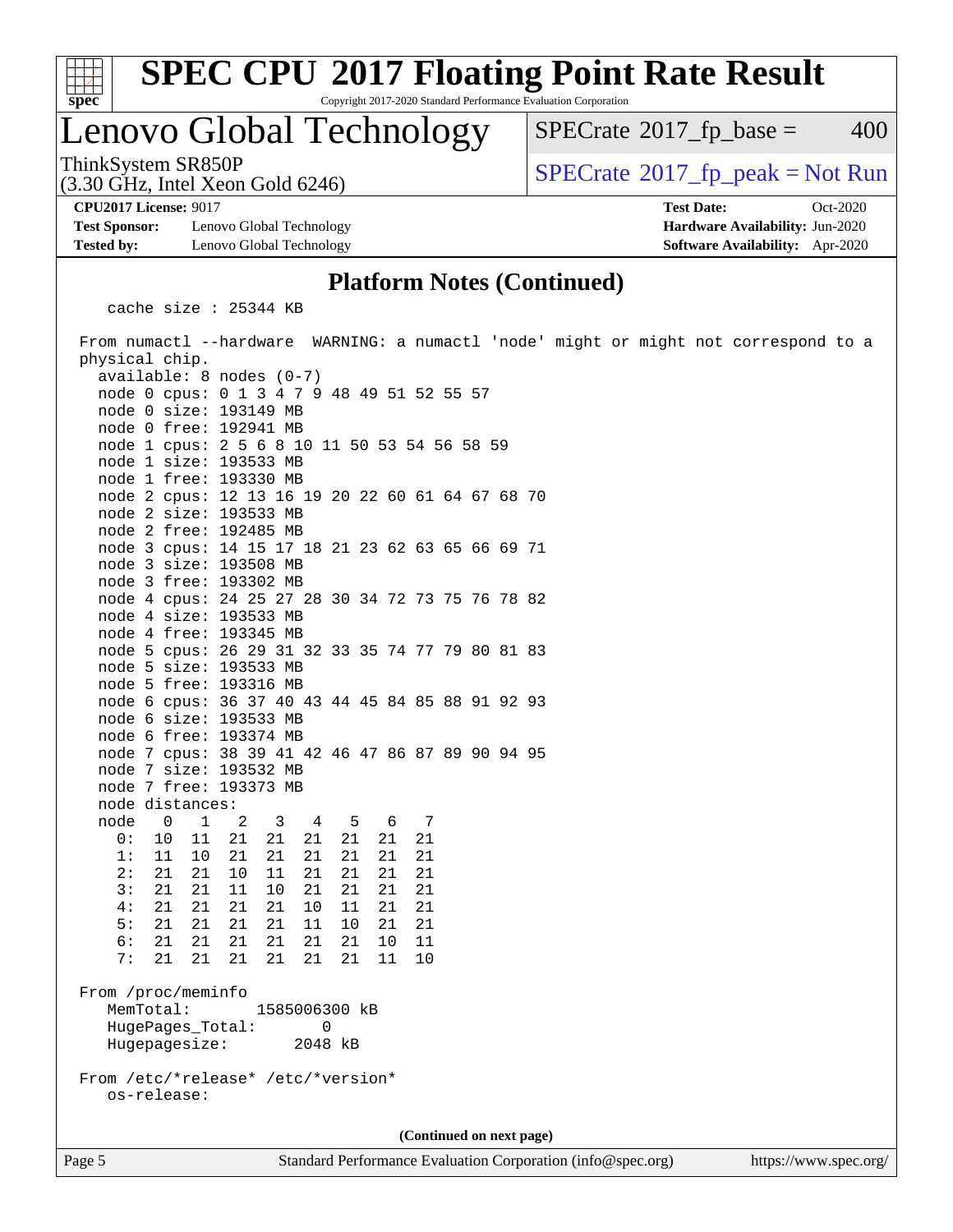## Platform Notes (Continued)

```
    cache size : 25344 KB

 From numactl --hardware  WARNING: a numactl 'node' might or might not correspond to a
 physical chip.
   available: 8 nodes (0-7)
   node 0 cpus: 0 1 3 4 7 9 48 49 51 52 55 57
   node 0 size: 193149 MB
   node 0 free: 192941 MB
   node 1 cpus: 2 5 6 8 10 11 50 53 54 56 58 59
   node 1 size: 193533 MB
   node 1 free: 193330 MB
   node 2 cpus: 12 13 16 19 20 22 60 61 64 67 68 70
   node 2 size: 193533 MB
   node 2 free: 192485 MB
   node 3 cpus: 14 15 17 18 21 23 62 63 65 66 69 71
   node 3 size: 193508 MB
   node 3 free: 193302 MB
   node 4 cpus: 24 25 27 28 30 34 72 73 75 76 78 82
   node 4 size: 193533 MB
   node 4 free: 193345 MB
   node 5 cpus: 26 29 31 32 33 35 74 77 79 80 81 83
   node 5 size: 193533 MB
   node 5 free: 193316 MB
   node 6 cpus: 36 37 40 43 44 45 84 85 88 91 92 93
   node 6 size: 193533 MB
   node 6 free: 193374 MB
   node 7 cpus: 38 39 41 42 46 47 86 87 89 90 94 95
   node 7 size: 193532 MB
   node 7 free: 193373 MB
   node distances:
   node   0   1   2   3   4   5   6   7
     0:  10  11  21  21  21  21  21  21
     1:  11  10  21  21  21  21  21  21
     2:  21  21  10  11  21  21  21  21
     3:  21  21  11  10  21  21  21  21
     4:  21  21  21  21  10  11  21  21
     5:  21  21  21  21  11  10  21  21
     6:  21  21  21  21  21  21  10  11
     7:  21  21  21  21  21  21  11  10

 From /proc/meminfo
    MemTotal:       1585006300 kB
    HugePages_Total:       0
    Hugepagesize:       2048 kB

 From /etc/*release* /etc/*version*
    os-release:
```

(Continued on next page)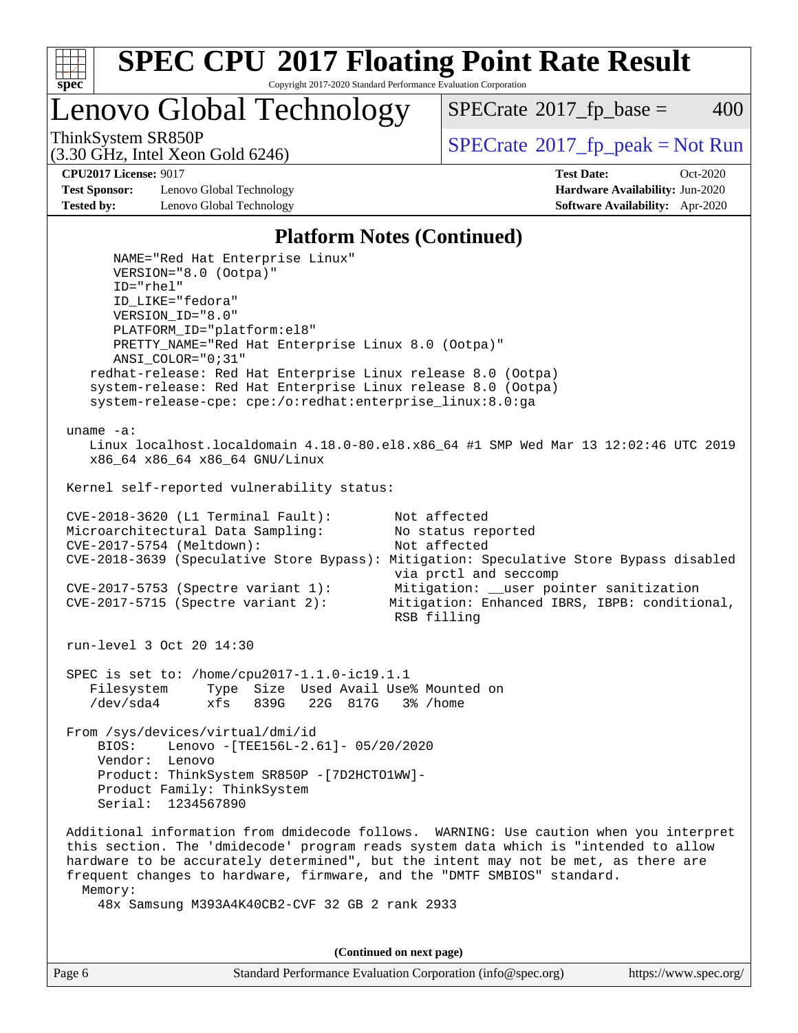## Platform Notes (Continued)

```
      NAME="Red Hat Enterprise Linux"
      VERSION="8.0 (Ootpa)"
      ID="rhel"
      ID_LIKE="fedora"
      VERSION_ID="8.0"
      PLATFORM_ID="platform:el8"
      PRETTY_NAME="Red Hat Enterprise Linux 8.0 (Ootpa)"
      ANSI_COLOR="0;31"
   redhat-release: Red Hat Enterprise Linux release 8.0 (Ootpa)
   system-release: Red Hat Enterprise Linux release 8.0 (Ootpa)
   system-release-cpe: cpe:/o:redhat:enterprise_linux:8.0:ga

uname -a:
   Linux localhost.localdomain 4.18.0-80.el8.x86_64 #1 SMP Wed Mar 13 12:02:46 UTC 2019
   x86_64 x86_64 x86_64 GNU/Linux

Kernel self-reported vulnerability status:

CVE-2018-3620 (L1 Terminal Fault):        Not affected
Microarchitectural Data Sampling:         No status reported
CVE-2017-5754 (Meltdown):                 Not affected
CVE-2018-3639 (Speculative Store Bypass): Mitigation: Speculative Store Bypass disabled
                                          via prctl and seccomp
CVE-2017-5753 (Spectre variant 1):        Mitigation: __user pointer sanitization
CVE-2017-5715 (Spectre variant 2):        Mitigation: Enhanced IBRS, IBPB: conditional,
                                          RSB filling

run-level 3 Oct 20 14:30

SPEC is set to: /home/cpu2017-1.1.0-ic19.1.1
   Filesystem     Type  Size  Used Avail Use% Mounted on
   /dev/sda4      xfs   839G   22G  817G   3% /home

From /sys/devices/virtual/dmi/id
    BIOS:    Lenovo -[TEE156L-2.61]- 05/20/2020
    Vendor:  Lenovo
    Product: ThinkSystem SR850P -[7D2HCTO1WW]-
    Product Family: ThinkSystem
    Serial:  1234567890

Additional information from dmidecode follows.  WARNING: Use caution when you interpret
this section. The 'dmidecode' program reads system data which is "intended to allow
hardware to be accurately determined", but the intent may not be met, as there are
frequent changes to hardware, firmware, and the "DMTF SMBIOS" standard.
  Memory:
    48x Samsung M393A4K40CB2-CVF 32 GB 2 rank 2933
```

(Continued on next page)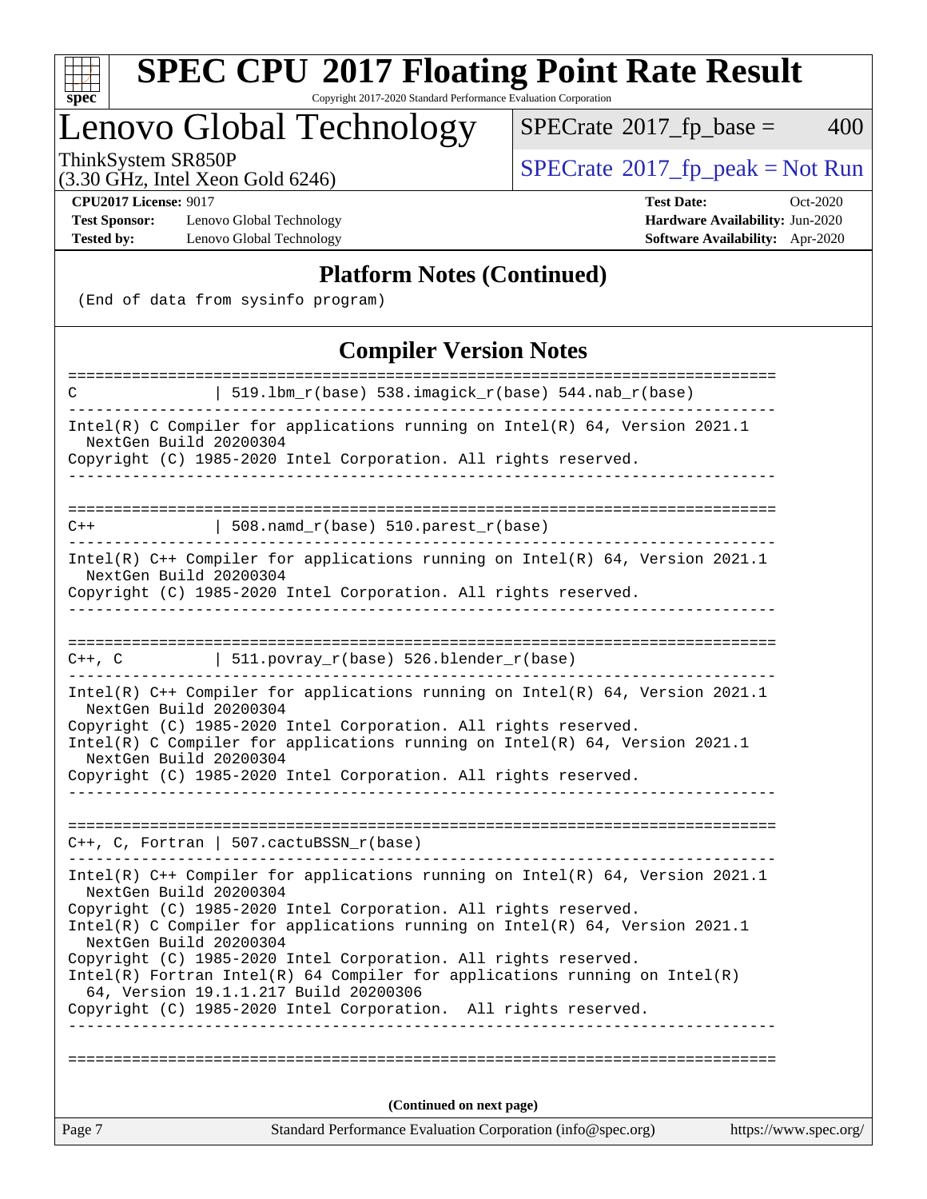## Platform Notes (Continued)

```
(End of data from sysinfo program)
```

## Compiler Version Notes

```
==============================================================================
C               | 519.lbm_r(base) 538.imagick_r(base) 544.nab_r(base)
------------------------------------------------------------------------------
Intel(R) C Compiler for applications running on Intel(R) 64, Version 2021.1
  NextGen Build 20200304
Copyright (C) 1985-2020 Intel Corporation. All rights reserved.
------------------------------------------------------------------------------

==============================================================================
C++             | 508.namd_r(base) 510.parest_r(base)
------------------------------------------------------------------------------
Intel(R) C++ Compiler for applications running on Intel(R) 64, Version 2021.1
  NextGen Build 20200304
Copyright (C) 1985-2020 Intel Corporation. All rights reserved.
------------------------------------------------------------------------------

==============================================================================
C++, C          | 511.povray_r(base) 526.blender_r(base)
------------------------------------------------------------------------------
Intel(R) C++ Compiler for applications running on Intel(R) 64, Version 2021.1
  NextGen Build 20200304
Copyright (C) 1985-2020 Intel Corporation. All rights reserved.
Intel(R) C Compiler for applications running on Intel(R) 64, Version 2021.1
  NextGen Build 20200304
Copyright (C) 1985-2020 Intel Corporation. All rights reserved.
------------------------------------------------------------------------------

==============================================================================
C++, C, Fortran | 507.cactuBSSN_r(base)
------------------------------------------------------------------------------
Intel(R) C++ Compiler for applications running on Intel(R) 64, Version 2021.1
  NextGen Build 20200304
Copyright (C) 1985-2020 Intel Corporation. All rights reserved.
Intel(R) C Compiler for applications running on Intel(R) 64, Version 2021.1
  NextGen Build 20200304
Copyright (C) 1985-2020 Intel Corporation. All rights reserved.
Intel(R) Fortran Intel(R) 64 Compiler for applications running on Intel(R)
  64, Version 19.1.1.217 Build 20200306
Copyright (C) 1985-2020 Intel Corporation.  All rights reserved.
------------------------------------------------------------------------------

==============================================================================
```

**(Continued on next page)**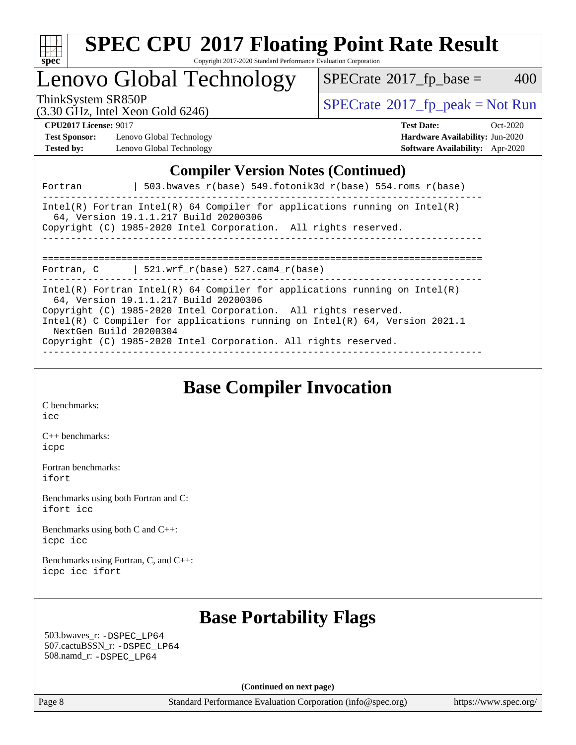## Compiler Version Notes (Continued)

```
Fortran         | 503.bwaves_r(base) 549.fotonik3d_r(base) 554.roms_r(base)
------------------------------------------------------------------------------
Intel(R) Fortran Intel(R) 64 Compiler for applications running on Intel(R)
  64, Version 19.1.1.217 Build 20200306
Copyright (C) 1985-2020 Intel Corporation.  All rights reserved.
------------------------------------------------------------------------------

==============================================================================
Fortran, C      | 521.wrf_r(base) 527.cam4_r(base)
------------------------------------------------------------------------------
Intel(R) Fortran Intel(R) 64 Compiler for applications running on Intel(R)
  64, Version 19.1.1.217 Build 20200306
Copyright (C) 1985-2020 Intel Corporation.  All rights reserved.
Intel(R) C Compiler for applications running on Intel(R) 64, Version 2021.1
  NextGen Build 20200304
Copyright (C) 1985-2020 Intel Corporation. All rights reserved.
------------------------------------------------------------------------------
```

## Base Compiler Invocation

C benchmarks:
icc

C++ benchmarks:
icpc

Fortran benchmarks:
ifort

Benchmarks using both Fortran and C:
ifort icc

Benchmarks using both C and C++:
icpc icc

Benchmarks using Fortran, C, and C++:
icpc icc ifort

## Base Portability Flags

503.bwaves_r: -DSPEC_LP64
507.cactuBSSN_r: -DSPEC_LP64
508.namd_r: -DSPEC_LP64

**(Continued on next page)**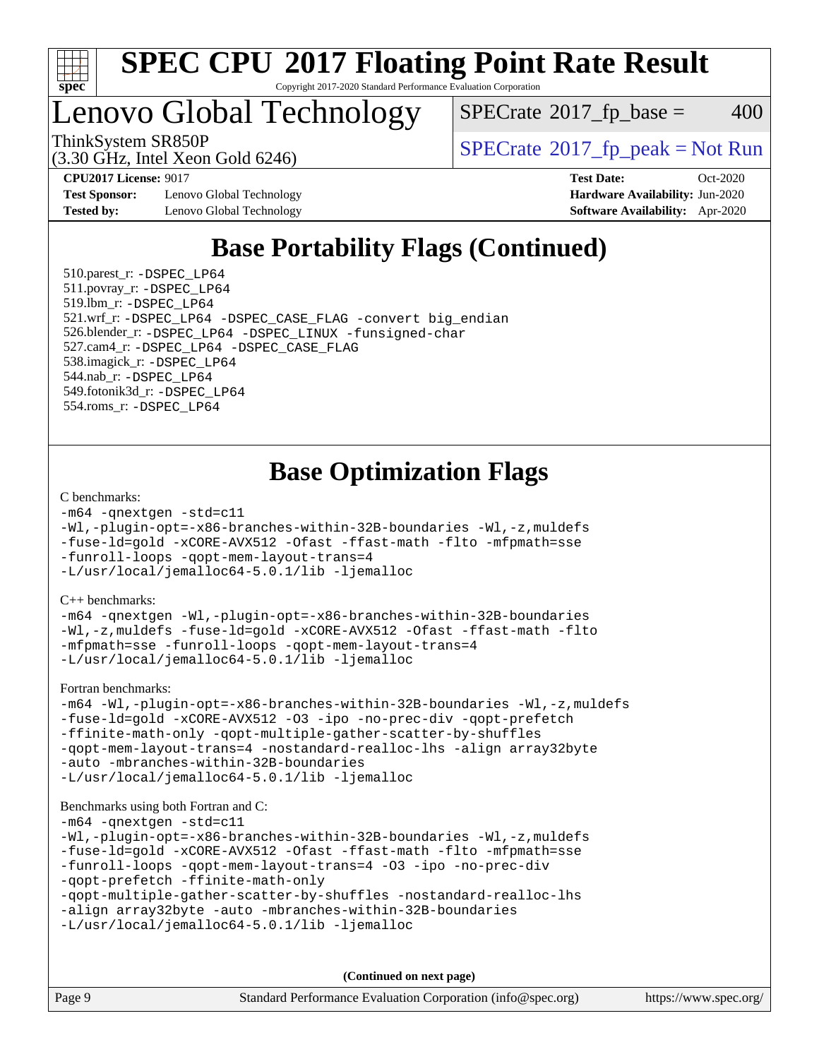# SPEC CPU 2017 Floating Point Rate Result

Copyright 2017-2020 Standard Performance Evaluation Corporation

## Lenovo Global Technology

ThinkSystem SR850P
(3.30 GHz, Intel Xeon Gold 6246)

SPECrate 2017_fp_base = 400

SPECrate 2017_fp_peak = Not Run

**CPU2017 License:** 9017
**Test Sponsor:** Lenovo Global Technology
**Tested by:** Lenovo Global Technology

**Test Date:** Oct-2020
**Hardware Availability:** Jun-2020
**Software Availability:** Apr-2020

## Base Portability Flags (Continued)

510.parest_r: -DSPEC_LP64
511.povray_r: -DSPEC_LP64
519.lbm_r: -DSPEC_LP64
521.wrf_r: -DSPEC_LP64 -DSPEC_CASE_FLAG -convert big_endian
526.blender_r: -DSPEC_LP64 -DSPEC_LINUX -funsigned-char
527.cam4_r: -DSPEC_LP64 -DSPEC_CASE_FLAG
538.imagick_r: -DSPEC_LP64
544.nab_r: -DSPEC_LP64
549.fotonik3d_r: -DSPEC_LP64
554.roms_r: -DSPEC_LP64

## Base Optimization Flags

C benchmarks:

```
-m64 -qnextgen -std=c11
-Wl,-plugin-opt=-x86-branches-within-32B-boundaries -Wl,-z,muldefs
-fuse-ld=gold -xCORE-AVX512 -Ofast -ffast-math -flto -mfpmath=sse
-funroll-loops -qopt-mem-layout-trans=4
-L/usr/local/jemalloc64-5.0.1/lib -ljemalloc
```

C++ benchmarks:

```
-m64 -qnextgen -Wl,-plugin-opt=-x86-branches-within-32B-boundaries
-Wl,-z,muldefs -fuse-ld=gold -xCORE-AVX512 -Ofast -ffast-math -flto
-mfpmath=sse -funroll-loops -qopt-mem-layout-trans=4
-L/usr/local/jemalloc64-5.0.1/lib -ljemalloc
```

Fortran benchmarks:

```
-m64 -Wl,-plugin-opt=-x86-branches-within-32B-boundaries -Wl,-z,muldefs
-fuse-ld=gold -xCORE-AVX512 -O3 -ipo -no-prec-div -qopt-prefetch
-ffinite-math-only -qopt-multiple-gather-scatter-by-shuffles
-qopt-mem-layout-trans=4 -nostandard-realloc-lhs -align array32byte
-auto -mbranches-within-32B-boundaries
-L/usr/local/jemalloc64-5.0.1/lib -ljemalloc
```

Benchmarks using both Fortran and C:

```
-m64 -qnextgen -std=c11
-Wl,-plugin-opt=-x86-branches-within-32B-boundaries -Wl,-z,muldefs
-fuse-ld=gold -xCORE-AVX512 -Ofast -ffast-math -flto -mfpmath=sse
-funroll-loops -qopt-mem-layout-trans=4 -O3 -ipo -no-prec-div
-qopt-prefetch -ffinite-math-only
-qopt-multiple-gather-scatter-by-shuffles -nostandard-realloc-lhs
-align array32byte -auto -mbranches-within-32B-boundaries
-L/usr/local/jemalloc64-5.0.1/lib -ljemalloc
```

**(Continued on next page)**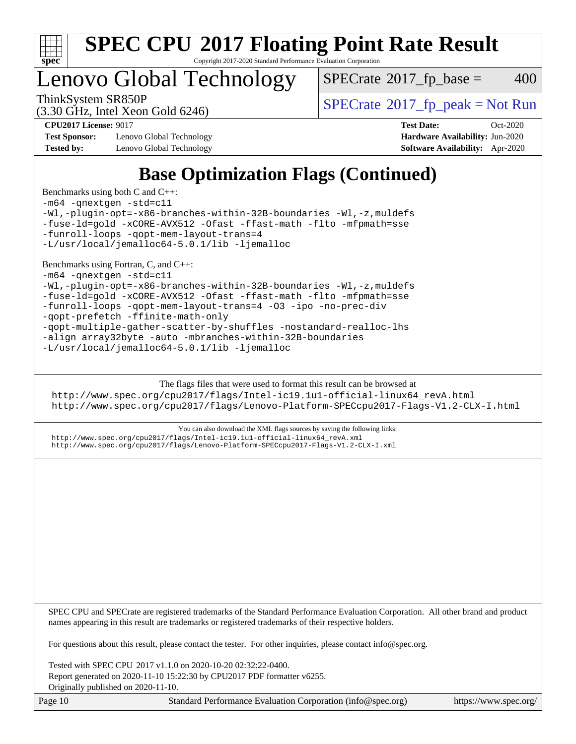# Base Optimization Flags (Continued)

Benchmarks using both C and C++:

```
-m64 -qnextgen -std=c11
-Wl,-plugin-opt=-x86-branches-within-32B-boundaries -Wl,-z,muldefs
-fuse-ld=gold -xCORE-AVX512 -Ofast -ffast-math -flto -mfpmath=sse
-funroll-loops -qopt-mem-layout-trans=4
-L/usr/local/jemalloc64-5.0.1/lib -ljemalloc
```

Benchmarks using Fortran, C, and C++:

```
-m64 -qnextgen -std=c11
-Wl,-plugin-opt=-x86-branches-within-32B-boundaries -Wl,-z,muldefs
-fuse-ld=gold -xCORE-AVX512 -Ofast -ffast-math -flto -mfpmath=sse
-funroll-loops -qopt-mem-layout-trans=4 -O3 -ipo -no-prec-div
-qopt-prefetch -ffinite-math-only
-qopt-multiple-gather-scatter-by-shuffles -nostandard-realloc-lhs
-align array32byte -auto -mbranches-within-32B-boundaries
-L/usr/local/jemalloc64-5.0.1/lib -ljemalloc
```

The flags files that were used to format this result can be browsed at

http://www.spec.org/cpu2017/flags/Intel-ic19.1u1-official-linux64_revA.html
http://www.spec.org/cpu2017/flags/Lenovo-Platform-SPECcpu2017-Flags-V1.2-CLX-I.html

You can also download the XML flags sources by saving the following links:

http://www.spec.org/cpu2017/flags/Intel-ic19.1u1-official-linux64_revA.xml
http://www.spec.org/cpu2017/flags/Lenovo-Platform-SPECcpu2017-Flags-V1.2-CLX-I.xml

SPEC CPU and SPECrate are registered trademarks of the Standard Performance Evaluation Corporation. All other brand and product names appearing in this result are trademarks or registered trademarks of their respective holders.

For questions about this result, please contact the tester. For other inquiries, please contact info@spec.org.

Tested with SPEC CPU 2017 v1.1.0 on 2020-10-20 02:32:22-0400.
Report generated on 2020-11-10 15:22:30 by CPU2017 PDF formatter v6255.
Originally published on 2020-11-10.